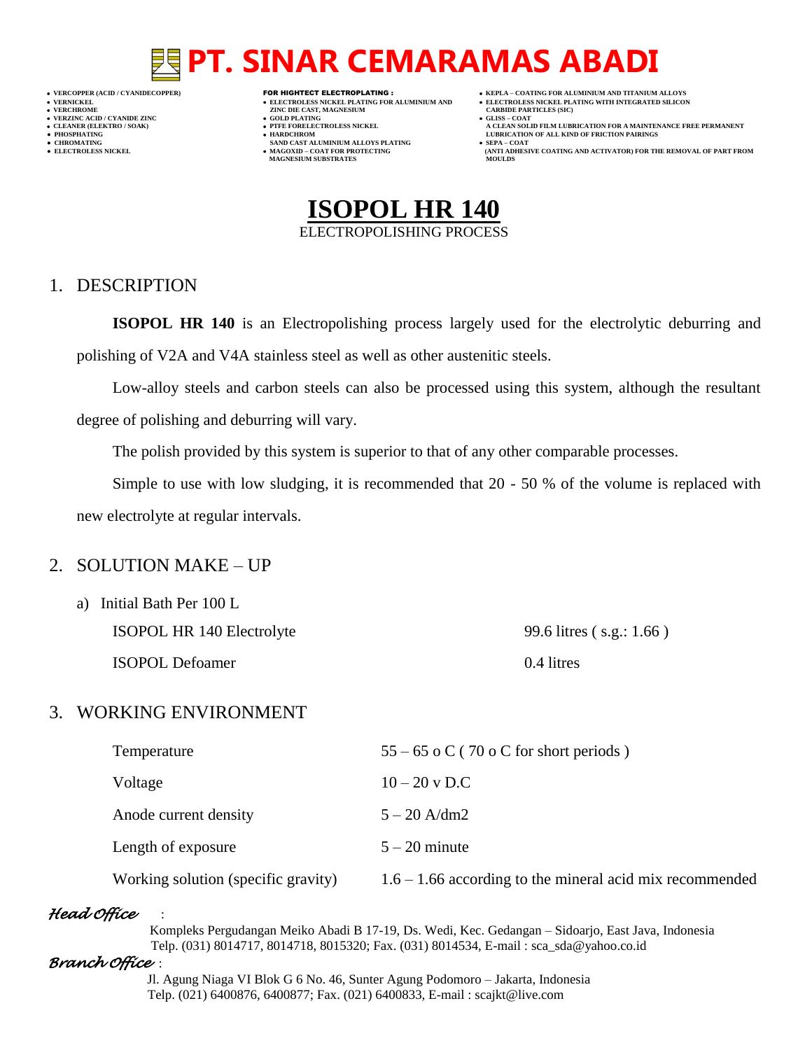# PT. SINAR CEMARAMAS ABADI

- VERCOPPER (ACID / CYANIDECOPPER)
- VERNICKEL
- VERCHROME
- VERZINC ACID / CYANIDE ZINC
- CLEANER (ELEKTRO / SOAK)
- PHOSPHATING
- CHROMATING
- ELECTROLESS NICKEL

FOR HIGHTECT ELECTROPLATING :

- ELECTROLESS NICKEL PLATING FOR ALUMINIUM AND ZINC DIE CAST, MAGNESIUM
- GOLD PLATING
- PTFE FORELECTROLESS NICKEL
- HARDCHROM SAND CAST ALUMINIUM ALLOYS PLATING
- MAGOXID – COAT FOR PROTECTING MAGNESIUM SUBSTRATES

- KEPLA – COATING FOR ALUMINIUM AND TITANIUM ALLOYS
- ELECTROLESS NICKEL PLATING WITH INTEGRATED SILICON CARBIDE PARTICLES (SIC)
- GLISS – COAT A CLEAN SOLID FILM LUBRICATION FOR A MAINTENANCE FREE PERMANENT LUBRICATION OF ALL KIND OF FRICTION PAIRINGS
- SEPA – COAT (ANTI ADHESIVE COATING AND ACTIVATOR) FOR THE REMOVAL OF PART FROM MOULDS

# ISOPOL HR 140

ELECTROPOLISHING PROCESS

## 1. DESCRIPTION

**ISOPOL HR 140** is an Electropolishing process largely used for the electrolytic deburring and polishing of V2A and V4A stainless steel as well as other austenitic steels.

Low-alloy steels and carbon steels can also be processed using this system, although the resultant degree of polishing and deburring will vary.

The polish provided by this system is superior to that of any other comparable processes.

Simple to use with low sludging, it is recommended that 20 - 50 % of the volume is replaced with new electrolyte at regular intervals.

## 2. SOLUTION MAKE – UP

a) Initial Bath Per 100 L

| | |
|---|---|
| ISOPOL HR 140 Electrolyte | 99.6 litres ( s.g.: 1.66 ) |
| ISOPOL Defoamer | 0.4 litres |

## 3. WORKING ENVIRONMENT

| | |
|---|---|
| Temperature | 55 – 65 o C ( 70 o C for short periods ) |
| Voltage | 10 – 20 v D.C |
| Anode current density | 5 – 20 A/dm2 |
| Length of exposure | 5 – 20 minute |
| Working solution (specific gravity) | 1.6 – 1.66 according to the mineral acid mix recommended |

*Head Office* :

Kompleks Pergudangan Meiko Abadi B 17-19, Ds. Wedi, Kec. Gedangan – Sidoarjo, East Java, Indonesia
Telp. (031) 8014717, 8014718, 8015320; Fax. (031) 8014534, E-mail : sca_sda@yahoo.co.id

*Branch Office* :

Jl. Agung Niaga VI Blok G 6 No. 46, Sunter Agung Podomoro – Jakarta, Indonesia
Telp. (021) 6400876, 6400877; Fax. (021) 6400833, E-mail : scajkt@live.com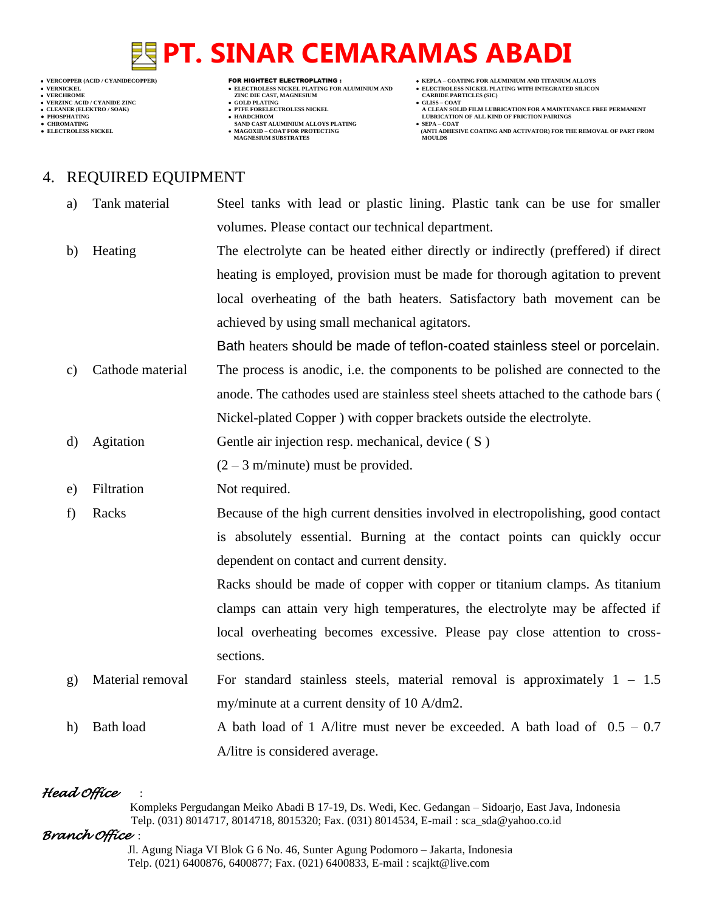## 4. REQUIRED EQUIPMENT

a) **Tank material** — Steel tanks with lead or plastic lining. Plastic tank can be use for smaller volumes. Please contact our technical department.

b) **Heating** — The electrolyte can be heated either directly or indirectly (preffered) if direct heating is employed, provision must be made for thorough agitation to prevent local overheating of the bath heaters. Satisfactory bath movement can be achieved by using small mechanical agitators.
Bath heaters should be made of teflon-coated stainless steel or porcelain.

c) **Cathode material** — The process is anodic, i.e. the components to be polished are connected to the anode. The cathodes used are stainless steel sheets attached to the cathode bars ( Nickel-plated Copper ) with copper brackets outside the electrolyte.

d) **Agitation** — Gentle air injection resp. mechanical, device ( S )
(2 – 3 m/minute) must be provided.

e) **Filtration** — Not required.

f) **Racks** — Because of the high current densities involved in electropolishing, good contact is absolutely essential. Burning at the contact points can quickly occur dependent on contact and current density.
Racks should be made of copper with copper or titanium clamps. As titanium clamps can attain very high temperatures, the electrolyte may be affected if local overheating becomes excessive. Please pay close attention to cross-sections.

g) **Material removal** — For standard stainless steels, material removal is approximately 1 – 1.5 my/minute at a current density of 10 A/dm2.

h) **Bath load** — A bath load of 1 A/litre must never be exceeded. A bath load of 0.5 – 0.7 A/litre is considered average.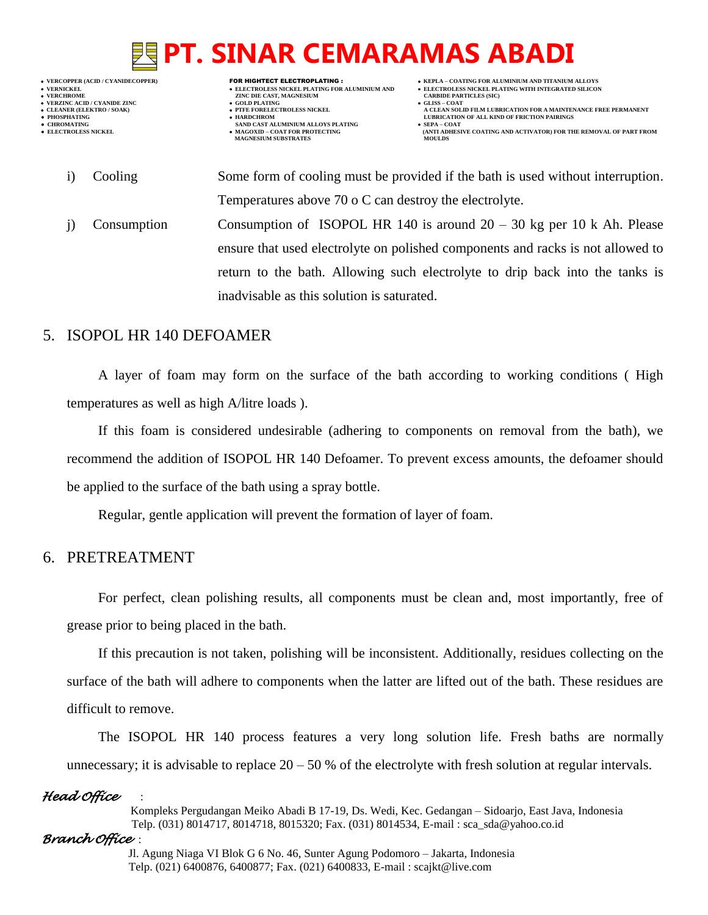i) Cooling — Some form of cooling must be provided if the bath is used without interruption. Temperatures above 70 o C can destroy the electrolyte.

j) Consumption — Consumption of ISOPOL HR 140 is around 20 – 30 kg per 10 k Ah. Please ensure that used electrolyte on polished components and racks is not allowed to return to the bath. Allowing such electrolyte to drip back into the tanks is inadvisable as this solution is saturated.

## 5. ISOPOL HR 140 DEFOAMER

A layer of foam may form on the surface of the bath according to working conditions ( High temperatures as well as high A/litre loads ).

If this foam is considered undesirable (adhering to components on removal from the bath), we recommend the addition of ISOPOL HR 140 Defoamer. To prevent excess amounts, the defoamer should be applied to the surface of the bath using a spray bottle.

Regular, gentle application will prevent the formation of layer of foam.

## 6. PRETREATMENT

For perfect, clean polishing results, all components must be clean and, most importantly, free of grease prior to being placed in the bath.

If this precaution is not taken, polishing will be inconsistent. Additionally, residues collecting on the surface of the bath will adhere to components when the latter are lifted out of the bath. These residues are difficult to remove.

The ISOPOL HR 140 process features a very long solution life. Fresh baths are normally unnecessary; it is advisable to replace 20 – 50 % of the electrolyte with fresh solution at regular intervals.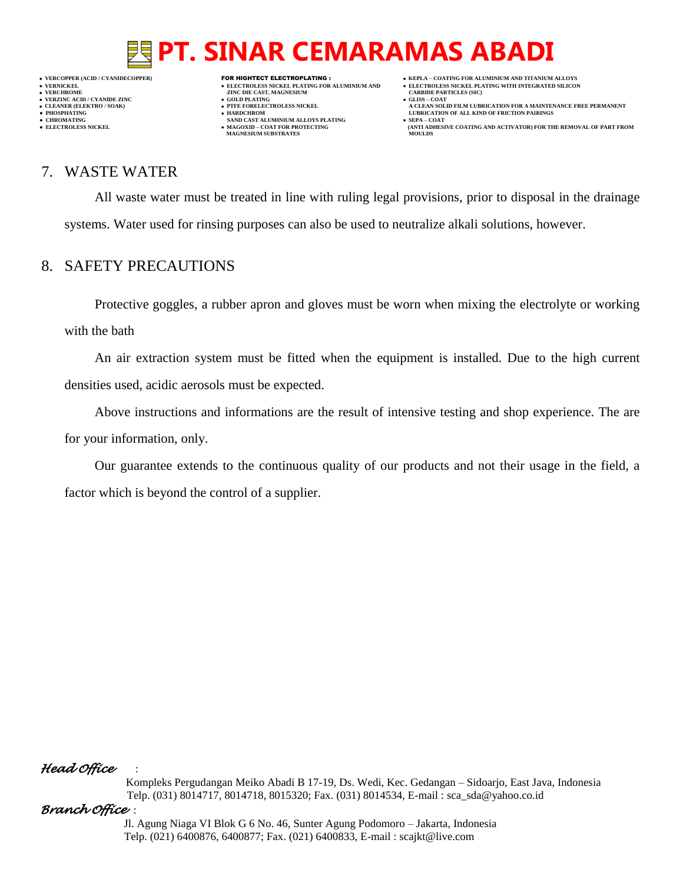## 7. WASTE WATER

All waste water must be treated in line with ruling legal provisions, prior to disposal in the drainage systems. Water used for rinsing purposes can also be used to neutralize alkali solutions, however.

## 8. SAFETY PRECAUTIONS

Protective goggles, a rubber apron and gloves must be worn when mixing the electrolyte or working with the bath

An air extraction system must be fitted when the equipment is installed. Due to the high current densities used, acidic aerosols must be expected.

Above instructions and informations are the result of intensive testing and shop experience. The are for your information, only.

Our guarantee extends to the continuous quality of our products and not their usage in the field, a factor which is beyond the control of a supplier.